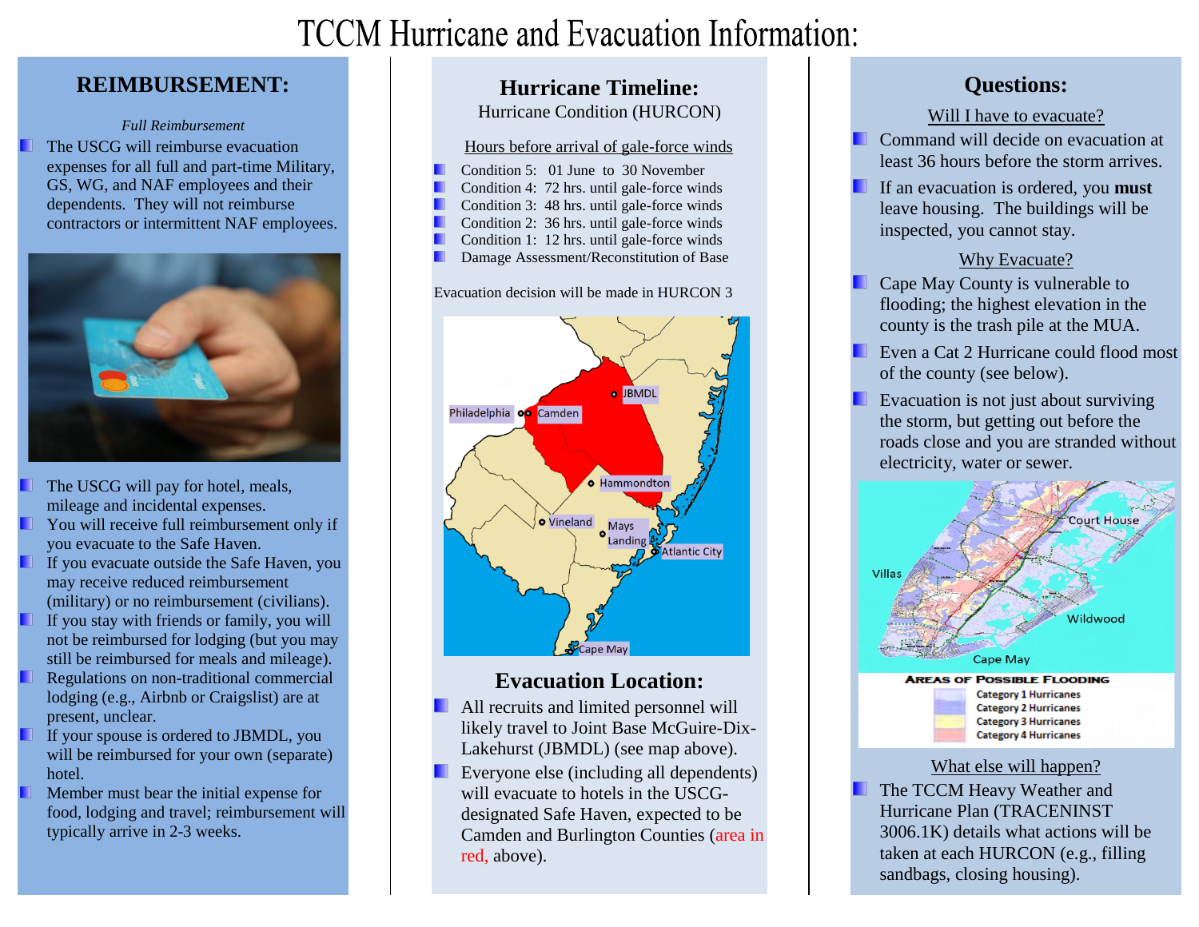# TCCM Hurricane and Evacuation Information:

## REIMBURSEMENT:

*Full Reimbursement*

- The USCG will reimburse evacuation expenses for all full and part-time Military, GS, WG, and NAF employees and their dependents. They will not reimburse contractors or intermittent NAF employees.
- The USCG will pay for hotel, meals, mileage and incidental expenses.
- You will receive full reimbursement only if you evacuate to the Safe Haven.
- If you evacuate outside the Safe Haven, you may receive reduced reimbursement (military) or no reimbursement (civilians).
- If you stay with friends or family, you will not be reimbursed for lodging (but you may still be reimbursed for meals and mileage).
- Regulations on non-traditional commercial lodging (e.g., Airbnb or Craigslist) are at present, unclear.
- If your spouse is ordered to JBMDL, you will be reimbursed for your own (separate) hotel.
- Member must bear the initial expense for food, lodging and travel; reimbursement will typically arrive in 2-3 weeks.

## Hurricane Timeline:

Hurricane Condition (HURCON)

Hours before arrival of gale-force winds

- Condition 5: 01 June to 30 November
- Condition 4: 72 hrs. until gale-force winds
- Condition 3: 48 hrs. until gale-force winds
- Condition 2: 36 hrs. until gale-force winds
- Condition 1: 12 hrs. until gale-force winds
- Damage Assessment/Reconstitution of Base

Evacuation decision will be made in HURCON 3

## Evacuation Location:

- All recruits and limited personnel will likely travel to Joint Base McGuire-Dix-Lakehurst (JBMDL) (see map above).
- Everyone else (including all dependents) will evacuate to hotels in the USCG-designated Safe Haven, expected to be Camden and Burlington Counties (area in red, above).

## Questions:

Will I have to evacuate?

- Command will decide on evacuation at least 36 hours before the storm arrives.
- If an evacuation is ordered, you **must** leave housing. The buildings will be inspected, you cannot stay.

Why Evacuate?

- Cape May County is vulnerable to flooding; the highest elevation in the county is the trash pile at the MUA.
- Even a Cat 2 Hurricane could flood most of the county (see below).
- Evacuation is not just about surviving the storm, but getting out before the roads close and you are stranded without electricity, water or sewer.

What else will happen?

- The TCCM Heavy Weather and Hurricane Plan (TRACENINST 3006.1K) details what actions will be taken at each HURCON (e.g., filling sandbags, closing housing).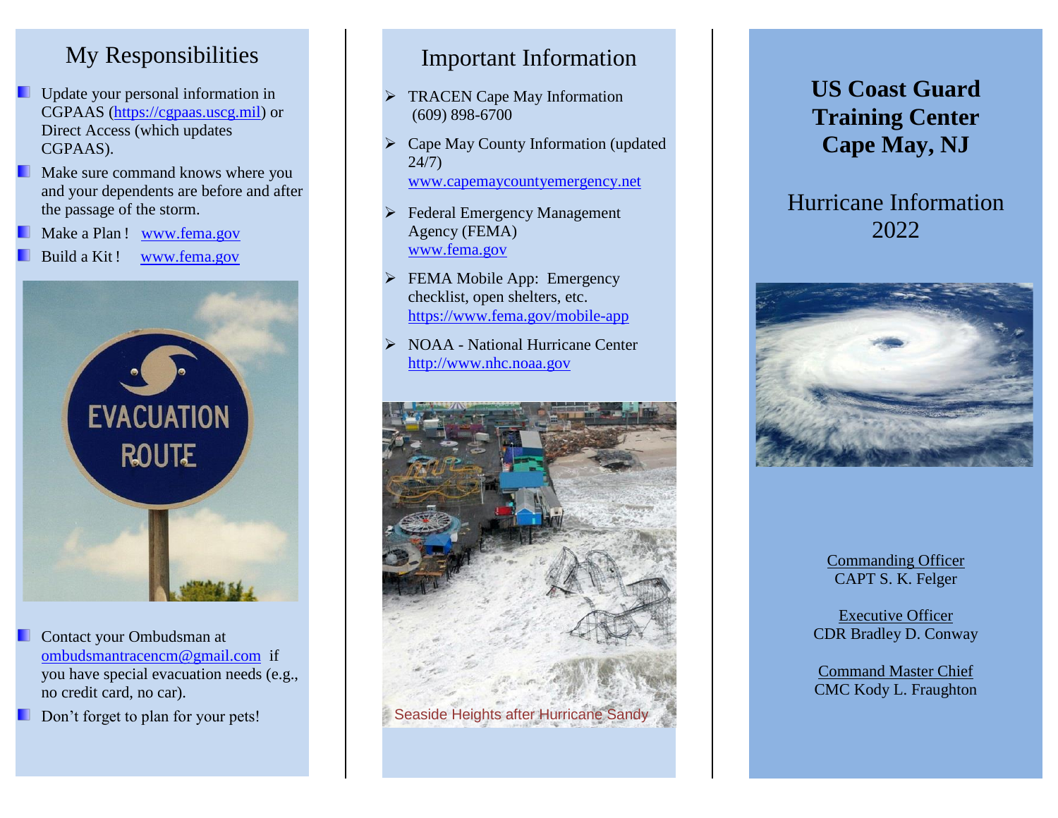## My Responsibilities

- Update your personal information in CGPAAS (https://cgpaas.uscg.mil) or Direct Access (which updates CGPAAS).
- Make sure command knows where you and your dependents are before and after the passage of the storm.
- Make a Plan ! www.fema.gov
- Build a Kit ! www.fema.gov

- Contact your Ombudsman at ombudsmantracencm@gmail.com if you have special evacuation needs (e.g., no credit card, no car).
- Don't forget to plan for your pets!

## Important Information

- TRACEN Cape May Information (609) 898-6700
- Cape May County Information (updated 24/7) www.capemaycountyemergency.net
- Federal Emergency Management Agency (FEMA) www.fema.gov
- FEMA Mobile App: Emergency checklist, open shelters, etc. https://www.fema.gov/mobile-app
- NOAA - National Hurricane Center http://www.nhc.noaa.gov

Seaside Heights after Hurricane Sandy

# US Coast Guard Training Center Cape May, NJ

## Hurricane Information 2022

Commanding Officer
CAPT S. K. Felger

Executive Officer
CDR Bradley D. Conway

Command Master Chief
CMC Kody L. Fraughton